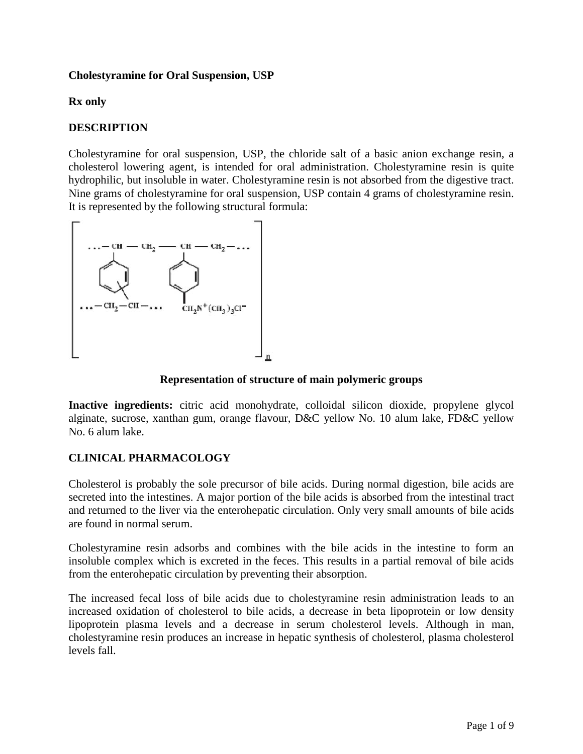**Cholestyramine for Oral Suspension, USP**

**Rx only**

## DESCRIPTION

Cholestyramine for oral suspension, USP, the chloride salt of a basic anion exchange resin, a cholesterol lowering agent, is intended for oral administration. Cholestyramine resin is quite hydrophilic, but insoluble in water. Cholestyramine resin is not absorbed from the digestive tract. Nine grams of cholestyramine for oral suspension, USP contain 4 grams of cholestyramine resin. It is represented by the following structural formula:

**Representation of structure of main polymeric groups**

**Inactive ingredients:** citric acid monohydrate, colloidal silicon dioxide, propylene glycol alginate, sucrose, xanthan gum, orange flavour, D&C yellow No. 10 alum lake, FD&C yellow No. 6 alum lake.

## CLINICAL PHARMACOLOGY

Cholesterol is probably the sole precursor of bile acids. During normal digestion, bile acids are secreted into the intestines. A major portion of the bile acids is absorbed from the intestinal tract and returned to the liver via the enterohepatic circulation. Only very small amounts of bile acids are found in normal serum.

Cholestyramine resin adsorbs and combines with the bile acids in the intestine to form an insoluble complex which is excreted in the feces. This results in a partial removal of bile acids from the enterohepatic circulation by preventing their absorption.

The increased fecal loss of bile acids due to cholestyramine resin administration leads to an increased oxidation of cholesterol to bile acids, a decrease in beta lipoprotein or low density lipoprotein plasma levels and a decrease in serum cholesterol levels. Although in man, cholestyramine resin produces an increase in hepatic synthesis of cholesterol, plasma cholesterol levels fall.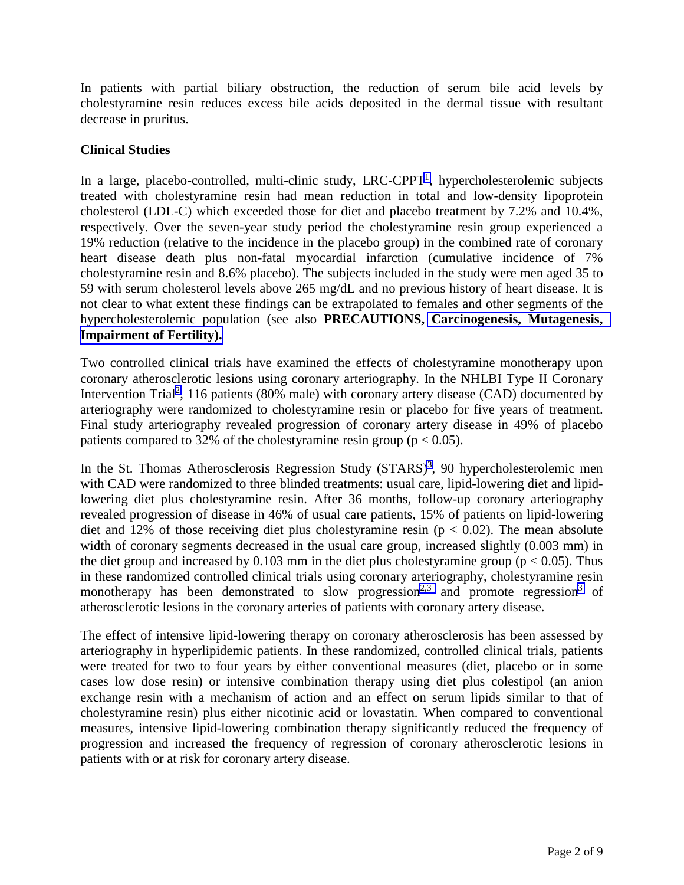In patients with partial biliary obstruction, the reduction of serum bile acid levels by cholestyramine resin reduces excess bile acids deposited in the dermal tissue with resultant decrease in pruritus.

## Clinical Studies

In a large, placebo-controlled, multi-clinic study, LRC-CPPT[1], hypercholesterolemic subjects treated with cholestyramine resin had mean reduction in total and low-density lipoprotein cholesterol (LDL-C) which exceeded those for diet and placebo treatment by 7.2% and 10.4%, respectively. Over the seven-year study period the cholestyramine resin group experienced a 19% reduction (relative to the incidence in the placebo group) in the combined rate of coronary heart disease death plus non-fatal myocardial infarction (cumulative incidence of 7% cholestyramine resin and 8.6% placebo). The subjects included in the study were men aged 35 to 59 with serum cholesterol levels above 265 mg/dL and no previous history of heart disease. It is not clear to what extent these findings can be extrapolated to females and other segments of the hypercholesterolemic population (see also **PRECAUTIONS, Carcinogenesis, Mutagenesis, Impairment of Fertility).**

Two controlled clinical trials have examined the effects of cholestyramine monotherapy upon coronary atherosclerotic lesions using coronary arteriography. In the NHLBI Type II Coronary Intervention Trial[2], 116 patients (80% male) with coronary artery disease (CAD) documented by arteriography were randomized to cholestyramine resin or placebo for five years of treatment. Final study arteriography revealed progression of coronary artery disease in 49% of placebo patients compared to 32% of the cholestyramine resin group ($p < 0.05$).

In the St. Thomas Atherosclerosis Regression Study (STARS)[3], 90 hypercholesterolemic men with CAD were randomized to three blinded treatments: usual care, lipid-lowering diet and lipid-lowering diet plus cholestyramine resin. After 36 months, follow-up coronary arteriography revealed progression of disease in 46% of usual care patients, 15% of patients on lipid-lowering diet and 12% of those receiving diet plus cholestyramine resin ($p < 0.02$). The mean absolute width of coronary segments decreased in the usual care group, increased slightly (0.003 mm) in the diet group and increased by 0.103 mm in the diet plus cholestyramine group ($p < 0.05$). Thus in these randomized controlled clinical trials using coronary arteriography, cholestyramine resin monotherapy has been demonstrated to slow progression[2,3] and promote regression[3] of atherosclerotic lesions in the coronary arteries of patients with coronary artery disease.

The effect of intensive lipid-lowering therapy on coronary atherosclerosis has been assessed by arteriography in hyperlipidemic patients. In these randomized, controlled clinical trials, patients were treated for two to four years by either conventional measures (diet, placebo or in some cases low dose resin) or intensive combination therapy using diet plus colestipol (an anion exchange resin with a mechanism of action and an effect on serum lipids similar to that of cholestyramine resin) plus either nicotinic acid or lovastatin. When compared to conventional measures, intensive lipid-lowering combination therapy significantly reduced the frequency of progression and increased the frequency of regression of coronary atherosclerotic lesions in patients with or at risk for coronary artery disease.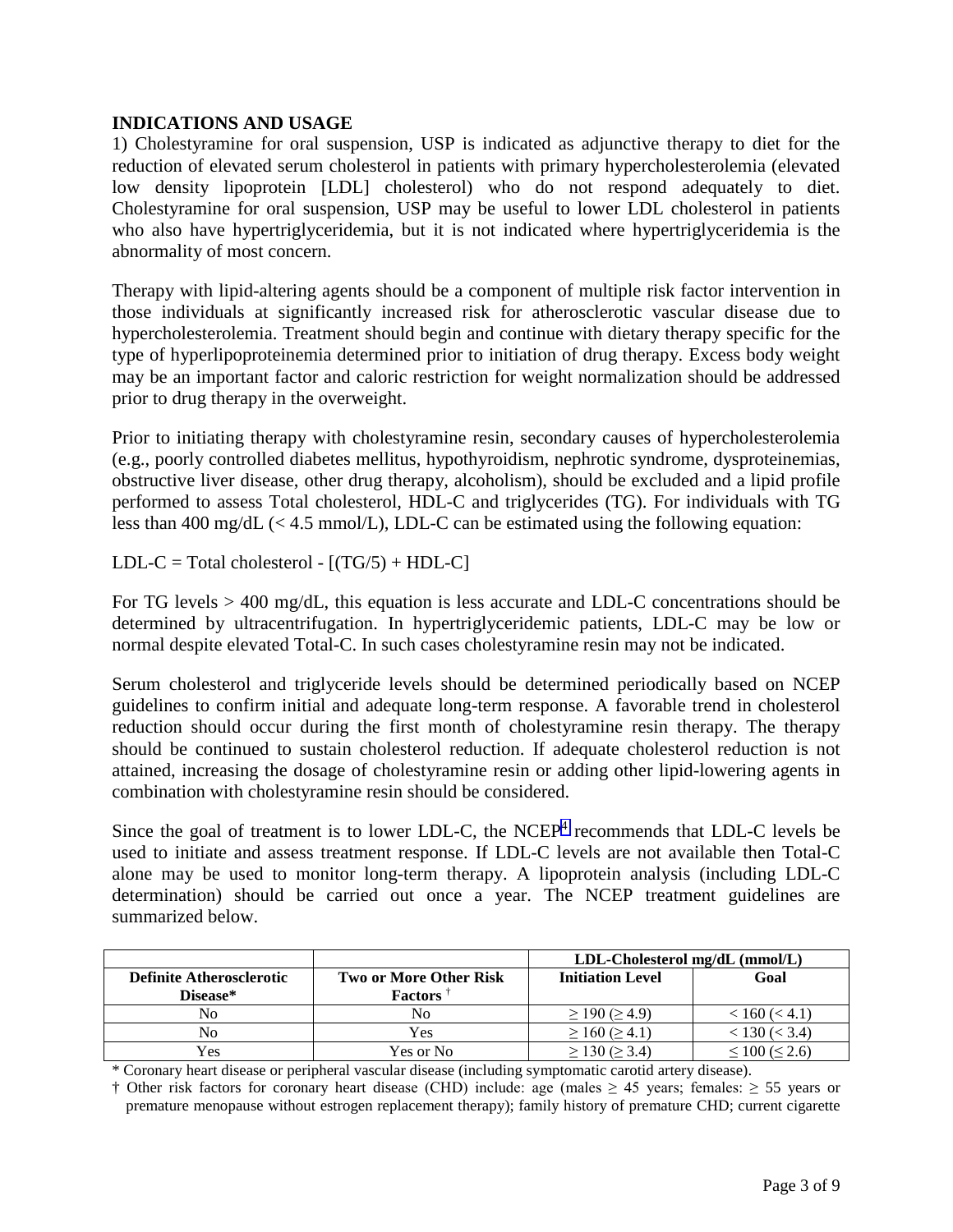## INDICATIONS AND USAGE

1) Cholestyramine for oral suspension, USP is indicated as adjunctive therapy to diet for the reduction of elevated serum cholesterol in patients with primary hypercholesterolemia (elevated low density lipoprotein [LDL] cholesterol) who do not respond adequately to diet. Cholestyramine for oral suspension, USP may be useful to lower LDL cholesterol in patients who also have hypertriglyceridemia, but it is not indicated where hypertriglyceridemia is the abnormality of most concern.

Therapy with lipid-altering agents should be a component of multiple risk factor intervention in those individuals at significantly increased risk for atherosclerotic vascular disease due to hypercholesterolemia. Treatment should begin and continue with dietary therapy specific for the type of hyperlipoproteinemia determined prior to initiation of drug therapy. Excess body weight may be an important factor and caloric restriction for weight normalization should be addressed prior to drug therapy in the overweight.

Prior to initiating therapy with cholestyramine resin, secondary causes of hypercholesterolemia (e.g., poorly controlled diabetes mellitus, hypothyroidism, nephrotic syndrome, dysproteinemias, obstructive liver disease, other drug therapy, alcoholism), should be excluded and a lipid profile performed to assess Total cholesterol, HDL-C and triglycerides (TG). For individuals with TG less than 400 mg/dL (< 4.5 mmol/L), LDL-C can be estimated using the following equation:

$$\text{LDL-C} = \text{Total cholesterol} - [(\text{TG}/5) + \text{HDL-C}]$$

For TG levels > 400 mg/dL, this equation is less accurate and LDL-C concentrations should be determined by ultracentrifugation. In hypertriglyceridemic patients, LDL-C may be low or normal despite elevated Total-C. In such cases cholestyramine resin may not be indicated.

Serum cholesterol and triglyceride levels should be determined periodically based on NCEP guidelines to confirm initial and adequate long-term response. A favorable trend in cholesterol reduction should occur during the first month of cholestyramine resin therapy. The therapy should be continued to sustain cholesterol reduction. If adequate cholesterol reduction is not attained, increasing the dosage of cholestyramine resin or adding other lipid-lowering agents in combination with cholestyramine resin should be considered.

Since the goal of treatment is to lower LDL-C, the NCEP[4] recommends that LDL-C levels be used to initiate and assess treatment response. If LDL-C levels are not available then Total-C alone may be used to monitor long-term therapy. A lipoprotein analysis (including LDL-C determination) should be carried out once a year. The NCEP treatment guidelines are summarized below.

| | | LDL-Cholesterol mg/dL (mmol/L) | |
|---|---|---|---|
| **Definite Atherosclerotic Disease*** | **Two or More Other Risk Factors** † | **Initiation Level** | **Goal** |
| No | No | ≥ 190 (≥ 4.9) | < 160 (< 4.1) |
| No | Yes | ≥ 160 (≥ 4.1) | < 130 (< 3.4) |
| Yes | Yes or No | ≥ 130 (≥ 3.4) | ≤ 100 (≤ 2.6) |

\* Coronary heart disease or peripheral vascular disease (including symptomatic carotid artery disease).

† Other risk factors for coronary heart disease (CHD) include: age (males ≥ 45 years; females: ≥ 55 years or premature menopause without estrogen replacement therapy); family history of premature CHD; current cigarette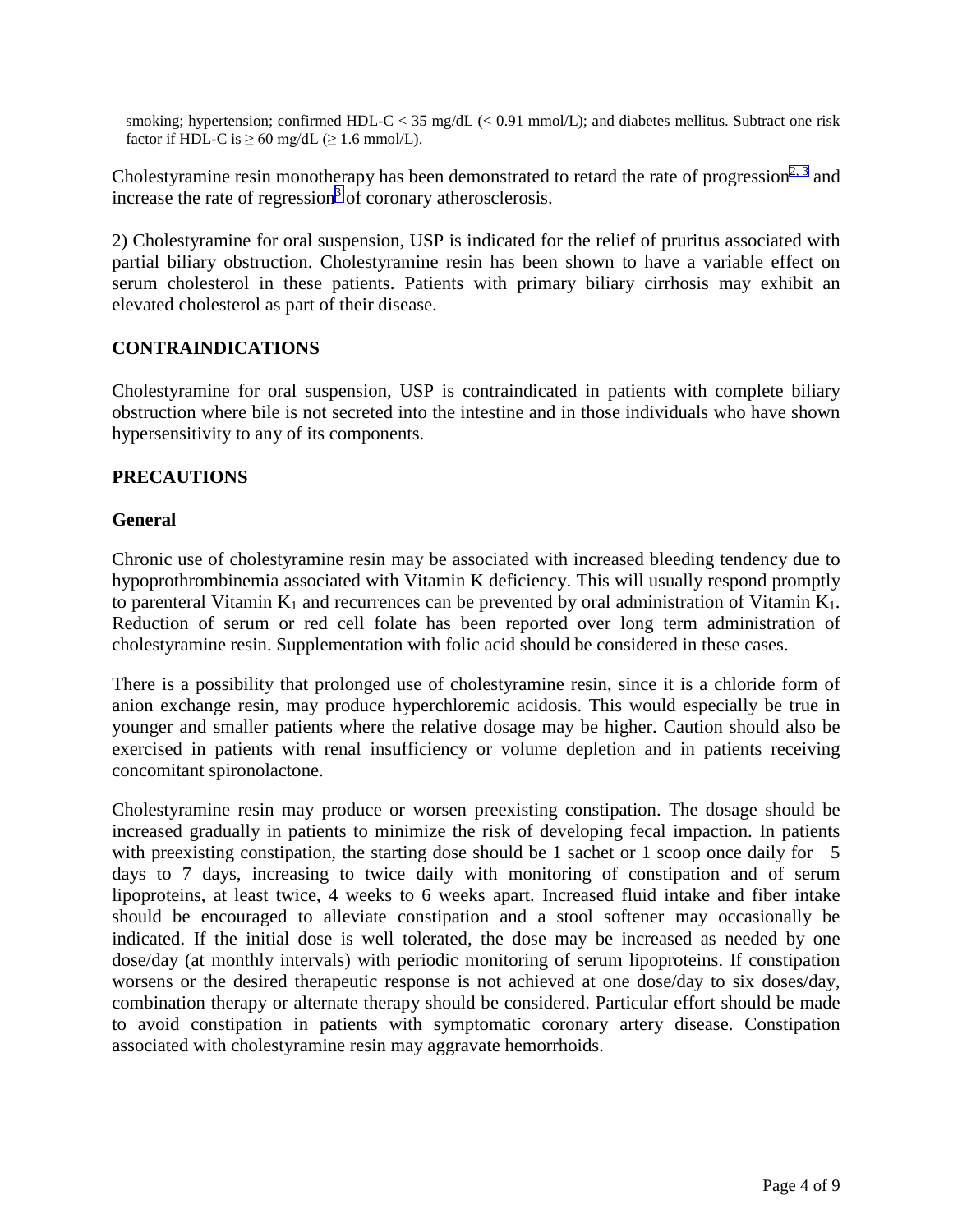smoking; hypertension; confirmed HDL-C < 35 mg/dL (< 0.91 mmol/L); and diabetes mellitus. Subtract one risk factor if HDL-C is ≥ 60 mg/dL (≥ 1.6 mmol/L).

Cholestyramine resin monotherapy has been demonstrated to retard the rate of progression[2, 3] and increase the rate of regression[3] of coronary atherosclerosis.

2) Cholestyramine for oral suspension, USP is indicated for the relief of pruritus associated with partial biliary obstruction. Cholestyramine resin has been shown to have a variable effect on serum cholesterol in these patients. Patients with primary biliary cirrhosis may exhibit an elevated cholesterol as part of their disease.

## CONTRAINDICATIONS

Cholestyramine for oral suspension, USP is contraindicated in patients with complete biliary obstruction where bile is not secreted into the intestine and in those individuals who have shown hypersensitivity to any of its components.

## PRECAUTIONS

### General

Chronic use of cholestyramine resin may be associated with increased bleeding tendency due to hypoprothrombinemia associated with Vitamin K deficiency. This will usually respond promptly to parenteral Vitamin $K_1$ and recurrences can be prevented by oral administration of Vitamin $K_1$. Reduction of serum or red cell folate has been reported over long term administration of cholestyramine resin. Supplementation with folic acid should be considered in these cases.

There is a possibility that prolonged use of cholestyramine resin, since it is a chloride form of anion exchange resin, may produce hyperchloremic acidosis. This would especially be true in younger and smaller patients where the relative dosage may be higher. Caution should also be exercised in patients with renal insufficiency or volume depletion and in patients receiving concomitant spironolactone.

Cholestyramine resin may produce or worsen preexisting constipation. The dosage should be increased gradually in patients to minimize the risk of developing fecal impaction. In patients with preexisting constipation, the starting dose should be 1 sachet or 1 scoop once daily for 5 days to 7 days, increasing to twice daily with monitoring of constipation and of serum lipoproteins, at least twice, 4 weeks to 6 weeks apart. Increased fluid intake and fiber intake should be encouraged to alleviate constipation and a stool softener may occasionally be indicated. If the initial dose is well tolerated, the dose may be increased as needed by one dose/day (at monthly intervals) with periodic monitoring of serum lipoproteins. If constipation worsens or the desired therapeutic response is not achieved at one dose/day to six doses/day, combination therapy or alternate therapy should be considered. Particular effort should be made to avoid constipation in patients with symptomatic coronary artery disease. Constipation associated with cholestyramine resin may aggravate hemorrhoids.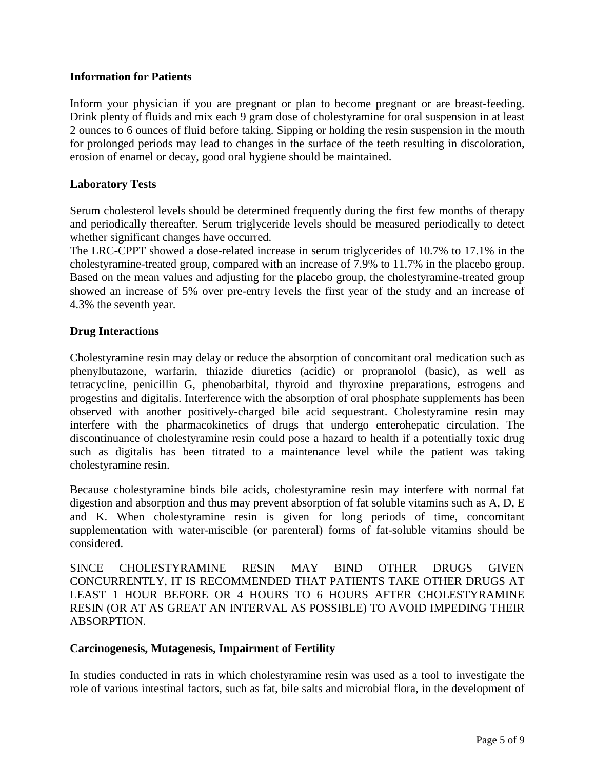**Information for Patients**

Inform your physician if you are pregnant or plan to become pregnant or are breast-feeding. Drink plenty of fluids and mix each 9 gram dose of cholestyramine for oral suspension in at least 2 ounces to 6 ounces of fluid before taking. Sipping or holding the resin suspension in the mouth for prolonged periods may lead to changes in the surface of the teeth resulting in discoloration, erosion of enamel or decay, good oral hygiene should be maintained.

**Laboratory Tests**

Serum cholesterol levels should be determined frequently during the first few months of therapy and periodically thereafter. Serum triglyceride levels should be measured periodically to detect whether significant changes have occurred.
The LRC-CPPT showed a dose-related increase in serum triglycerides of 10.7% to 17.1% in the cholestyramine-treated group, compared with an increase of 7.9% to 11.7% in the placebo group. Based on the mean values and adjusting for the placebo group, the cholestyramine-treated group showed an increase of 5% over pre-entry levels the first year of the study and an increase of 4.3% the seventh year.

**Drug Interactions**

Cholestyramine resin may delay or reduce the absorption of concomitant oral medication such as phenylbutazone, warfarin, thiazide diuretics (acidic) or propranolol (basic), as well as tetracycline, penicillin G, phenobarbital, thyroid and thyroxine preparations, estrogens and progestins and digitalis. Interference with the absorption of oral phosphate supplements has been observed with another positively-charged bile acid sequestrant. Cholestyramine resin may interfere with the pharmacokinetics of drugs that undergo enterohepatic circulation. The discontinuance of cholestyramine resin could pose a hazard to health if a potentially toxic drug such as digitalis has been titrated to a maintenance level while the patient was taking cholestyramine resin.

Because cholestyramine binds bile acids, cholestyramine resin may interfere with normal fat digestion and absorption and thus may prevent absorption of fat soluble vitamins such as A, D, E and K. When cholestyramine resin is given for long periods of time, concomitant supplementation with water-miscible (or parenteral) forms of fat-soluble vitamins should be considered.

SINCE CHOLESTYRAMINE RESIN MAY BIND OTHER DRUGS GIVEN CONCURRENTLY, IT IS RECOMMENDED THAT PATIENTS TAKE OTHER DRUGS AT LEAST 1 HOUR BEFORE OR 4 HOURS TO 6 HOURS AFTER CHOLESTYRAMINE RESIN (OR AT AS GREAT AN INTERVAL AS POSSIBLE) TO AVOID IMPEDING THEIR ABSORPTION.

**Carcinogenesis, Mutagenesis, Impairment of Fertility**

In studies conducted in rats in which cholestyramine resin was used as a tool to investigate the role of various intestinal factors, such as fat, bile salts and microbial flora, in the development of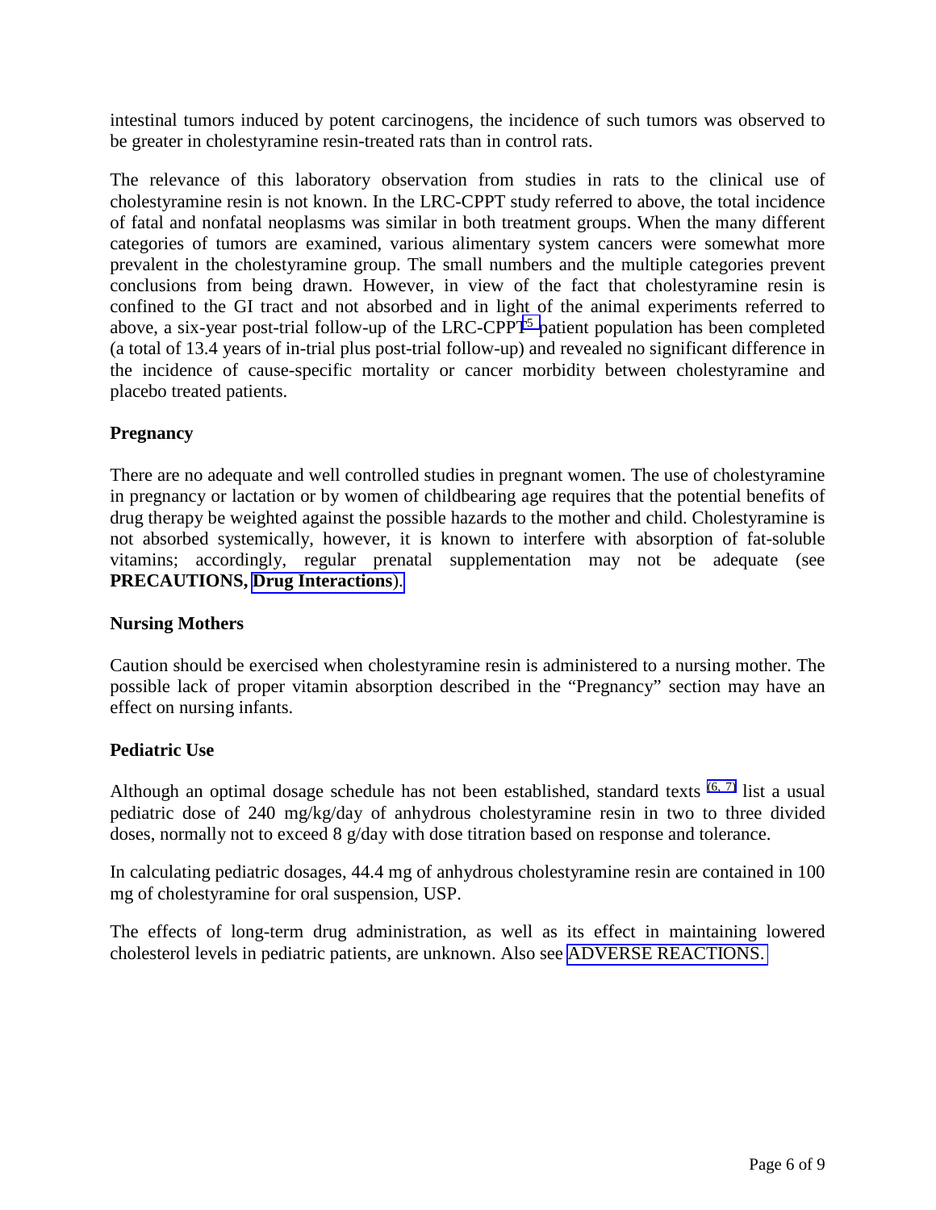intestinal tumors induced by potent carcinogens, the incidence of such tumors was observed to be greater in cholestyramine resin-treated rats than in control rats.

The relevance of this laboratory observation from studies in rats to the clinical use of cholestyramine resin is not known. In the LRC-CPPT study referred to above, the total incidence of fatal and nonfatal neoplasms was similar in both treatment groups. When the many different categories of tumors are examined, various alimentary system cancers were somewhat more prevalent in the cholestyramine group. The small numbers and the multiple categories prevent conclusions from being drawn. However, in view of the fact that cholestyramine resin is confined to the GI tract and not absorbed and in light of the animal experiments referred to above, a six-year post-trial follow-up of the LRC-CPPT[5] patient population has been completed (a total of 13.4 years of in-trial plus post-trial follow-up) and revealed no significant difference in the incidence of cause-specific mortality or cancer morbidity between cholestyramine and placebo treated patients.

### Pregnancy

There are no adequate and well controlled studies in pregnant women. The use of cholestyramine in pregnancy or lactation or by women of childbearing age requires that the potential benefits of drug therapy be weighted against the possible hazards to the mother and child. Cholestyramine is not absorbed systemically, however, it is known to interfere with absorption of fat-soluble vitamins; accordingly, regular prenatal supplementation may not be adequate (see **PRECAUTIONS, Drug Interactions**).

### Nursing Mothers

Caution should be exercised when cholestyramine resin is administered to a nursing mother. The possible lack of proper vitamin absorption described in the "Pregnancy" section may have an effect on nursing infants.

### Pediatric Use

Although an optimal dosage schedule has not been established, standard texts [6, 7] list a usual pediatric dose of 240 mg/kg/day of anhydrous cholestyramine resin in two to three divided doses, normally not to exceed 8 g/day with dose titration based on response and tolerance.

In calculating pediatric dosages, 44.4 mg of anhydrous cholestyramine resin are contained in 100 mg of cholestyramine for oral suspension, USP.

The effects of long-term drug administration, as well as its effect in maintaining lowered cholesterol levels in pediatric patients, are unknown. Also see ADVERSE REACTIONS.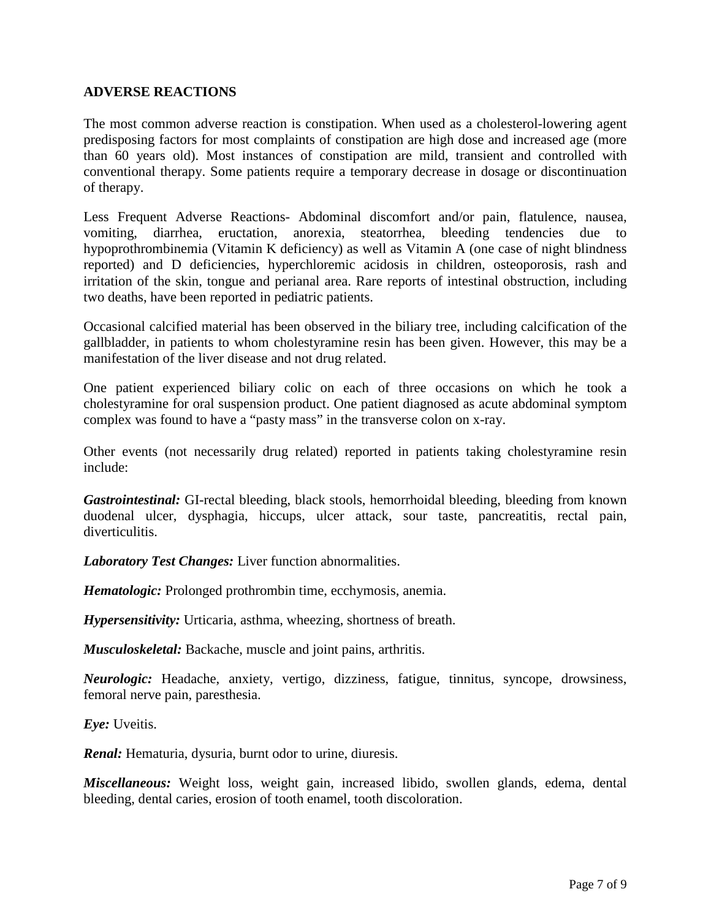## ADVERSE REACTIONS

The most common adverse reaction is constipation. When used as a cholesterol-lowering agent predisposing factors for most complaints of constipation are high dose and increased age (more than 60 years old). Most instances of constipation are mild, transient and controlled with conventional therapy. Some patients require a temporary decrease in dosage or discontinuation of therapy.

Less Frequent Adverse Reactions- Abdominal discomfort and/or pain, flatulence, nausea, vomiting, diarrhea, eructation, anorexia, steatorrhea, bleeding tendencies due to hypoprothrombinemia (Vitamin K deficiency) as well as Vitamin A (one case of night blindness reported) and D deficiencies, hyperchloremic acidosis in children, osteoporosis, rash and irritation of the skin, tongue and perianal area. Rare reports of intestinal obstruction, including two deaths, have been reported in pediatric patients.

Occasional calcified material has been observed in the biliary tree, including calcification of the gallbladder, in patients to whom cholestyramine resin has been given. However, this may be a manifestation of the liver disease and not drug related.

One patient experienced biliary colic on each of three occasions on which he took a cholestyramine for oral suspension product. One patient diagnosed as acute abdominal symptom complex was found to have a "pasty mass" in the transverse colon on x-ray.

Other events (not necessarily drug related) reported in patients taking cholestyramine resin include:

***Gastrointestinal:*** GI-rectal bleeding, black stools, hemorrhoidal bleeding, bleeding from known duodenal ulcer, dysphagia, hiccups, ulcer attack, sour taste, pancreatitis, rectal pain, diverticulitis.

***Laboratory Test Changes:*** Liver function abnormalities.

***Hematologic:*** Prolonged prothrombin time, ecchymosis, anemia.

***Hypersensitivity:*** Urticaria, asthma, wheezing, shortness of breath.

***Musculoskeletal:*** Backache, muscle and joint pains, arthritis.

***Neurologic:*** Headache, anxiety, vertigo, dizziness, fatigue, tinnitus, syncope, drowsiness, femoral nerve pain, paresthesia.

***Eye:*** Uveitis.

***Renal:*** Hematuria, dysuria, burnt odor to urine, diuresis.

***Miscellaneous:*** Weight loss, weight gain, increased libido, swollen glands, edema, dental bleeding, dental caries, erosion of tooth enamel, tooth discoloration.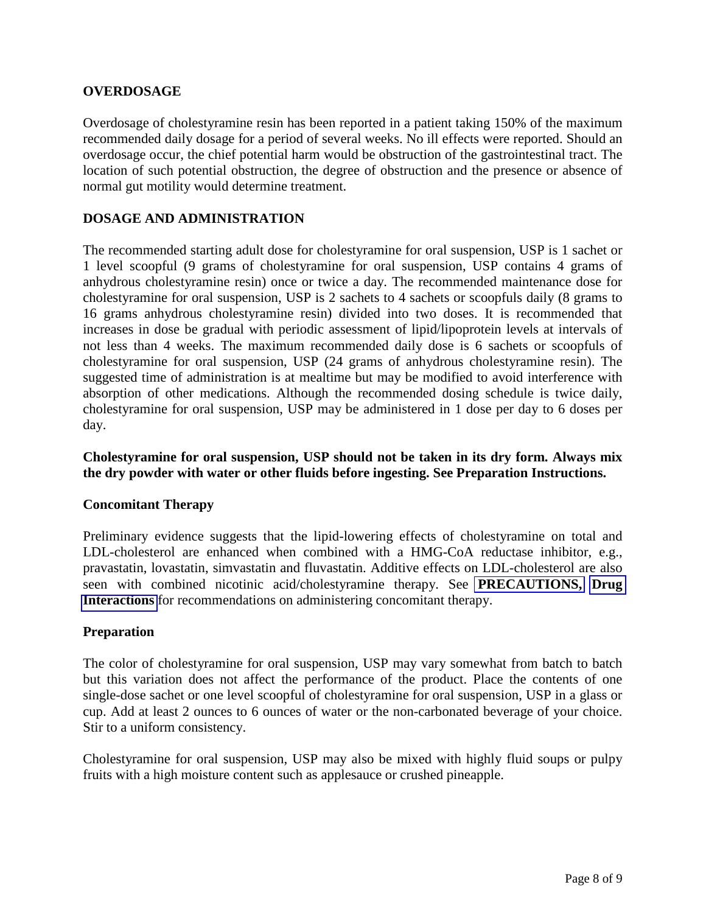## OVERDOSAGE

Overdosage of cholestyramine resin has been reported in a patient taking 150% of the maximum recommended daily dosage for a period of several weeks. No ill effects were reported. Should an overdosage occur, the chief potential harm would be obstruction of the gastrointestinal tract. The location of such potential obstruction, the degree of obstruction and the presence or absence of normal gut motility would determine treatment.

## DOSAGE AND ADMINISTRATION

The recommended starting adult dose for cholestyramine for oral suspension, USP is 1 sachet or 1 level scoopful (9 grams of cholestyramine for oral suspension, USP contains 4 grams of anhydrous cholestyramine resin) once or twice a day. The recommended maintenance dose for cholestyramine for oral suspension, USP is 2 sachets to 4 sachets or scoopfuls daily (8 grams to 16 grams anhydrous cholestyramine resin) divided into two doses. It is recommended that increases in dose be gradual with periodic assessment of lipid/lipoprotein levels at intervals of not less than 4 weeks. The maximum recommended daily dose is 6 sachets or scoopfuls of cholestyramine for oral suspension, USP (24 grams of anhydrous cholestyramine resin). The suggested time of administration is at mealtime but may be modified to avoid interference with absorption of other medications. Although the recommended dosing schedule is twice daily, cholestyramine for oral suspension, USP may be administered in 1 dose per day to 6 doses per day.

**Cholestyramine for oral suspension, USP should not be taken in its dry form. Always mix the dry powder with water or other fluids before ingesting. See Preparation Instructions.**

### Concomitant Therapy

Preliminary evidence suggests that the lipid-lowering effects of cholestyramine on total and LDL-cholesterol are enhanced when combined with a HMG-CoA reductase inhibitor, e.g., pravastatin, lovastatin, simvastatin and fluvastatin. Additive effects on LDL-cholesterol are also seen with combined nicotinic acid/cholestyramine therapy. See **PRECAUTIONS, Drug Interactions** for recommendations on administering concomitant therapy.

### Preparation

The color of cholestyramine for oral suspension, USP may vary somewhat from batch to batch but this variation does not affect the performance of the product. Place the contents of one single-dose sachet or one level scoopful of cholestyramine for oral suspension, USP in a glass or cup. Add at least 2 ounces to 6 ounces of water or the non-carbonated beverage of your choice. Stir to a uniform consistency.

Cholestyramine for oral suspension, USP may also be mixed with highly fluid soups or pulpy fruits with a high moisture content such as applesauce or crushed pineapple.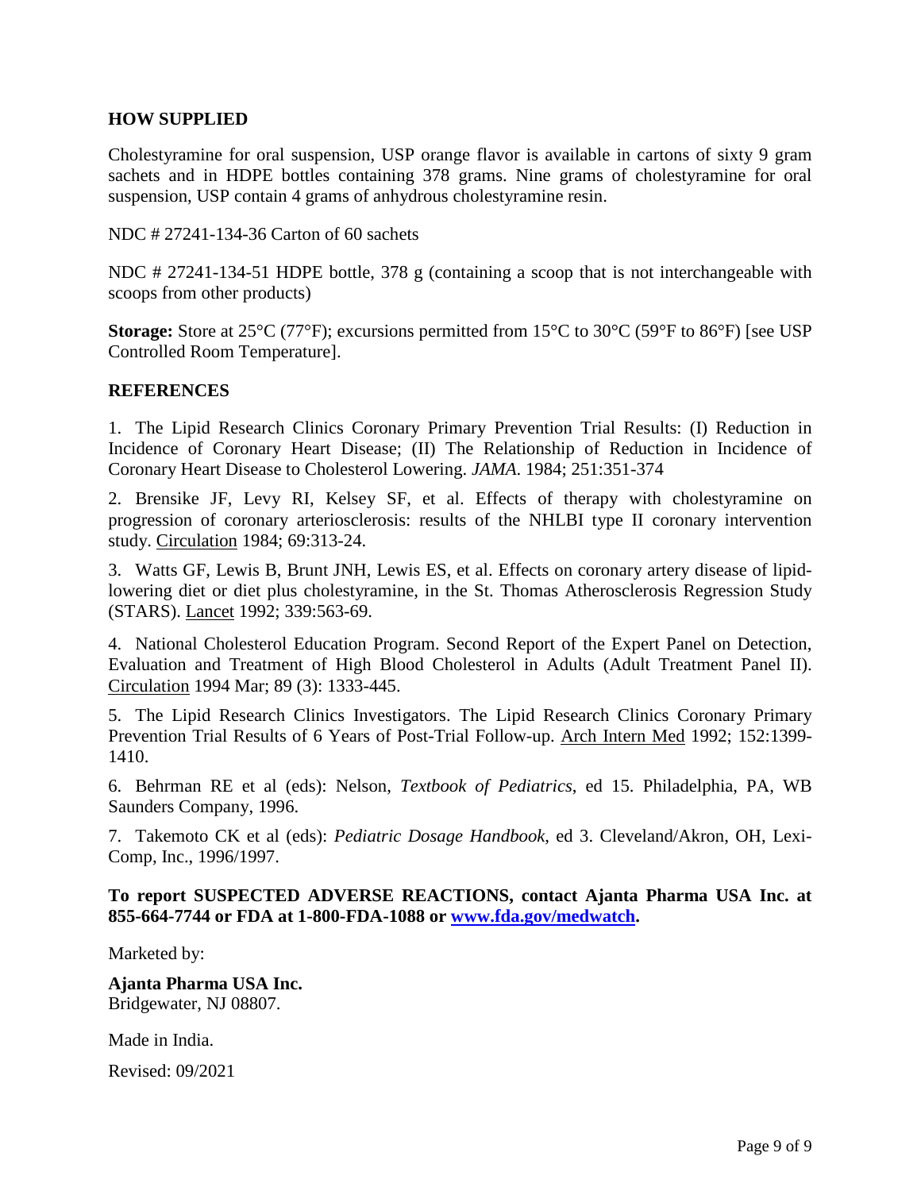## HOW SUPPLIED

Cholestyramine for oral suspension, USP orange flavor is available in cartons of sixty 9 gram sachets and in HDPE bottles containing 378 grams. Nine grams of cholestyramine for oral suspension, USP contain 4 grams of anhydrous cholestyramine resin.

NDC # 27241-134-36 Carton of 60 sachets

NDC # 27241-134-51 HDPE bottle, 378 g (containing a scoop that is not interchangeable with scoops from other products)

**Storage:** Store at 25°C (77°F); excursions permitted from 15°C to 30°C (59°F to 86°F) [see USP Controlled Room Temperature].

## REFERENCES

1. The Lipid Research Clinics Coronary Primary Prevention Trial Results: (I) Reduction in Incidence of Coronary Heart Disease; (II) The Relationship of Reduction in Incidence of Coronary Heart Disease to Cholesterol Lowering. *JAMA*. 1984; 251:351-374

2. Brensike JF, Levy RI, Kelsey SF, et al. Effects of therapy with cholestyramine on progression of coronary arteriosclerosis: results of the NHLBI type II coronary intervention study. Circulation 1984; 69:313-24.

3. Watts GF, Lewis B, Brunt JNH, Lewis ES, et al. Effects on coronary artery disease of lipid-lowering diet or diet plus cholestyramine, in the St. Thomas Atherosclerosis Regression Study (STARS). Lancet 1992; 339:563-69.

4. National Cholesterol Education Program. Second Report of the Expert Panel on Detection, Evaluation and Treatment of High Blood Cholesterol in Adults (Adult Treatment Panel II). Circulation 1994 Mar; 89 (3): 1333-445.

5. The Lipid Research Clinics Investigators. The Lipid Research Clinics Coronary Primary Prevention Trial Results of 6 Years of Post-Trial Follow-up. Arch Intern Med 1992; 152:1399-1410.

6. Behrman RE et al (eds): Nelson, *Textbook of Pediatrics*, ed 15. Philadelphia, PA, WB Saunders Company, 1996.

7. Takemoto CK et al (eds): *Pediatric Dosage Handbook*, ed 3. Cleveland/Akron, OH, Lexi-Comp, Inc., 1996/1997.

**To report SUSPECTED ADVERSE REACTIONS, contact Ajanta Pharma USA Inc. at 855-664-7744 or FDA at 1-800-FDA-1088 or www.fda.gov/medwatch.**

Marketed by:

**Ajanta Pharma USA Inc.**
Bridgewater, NJ 08807.

Made in India.

Revised: 09/2021